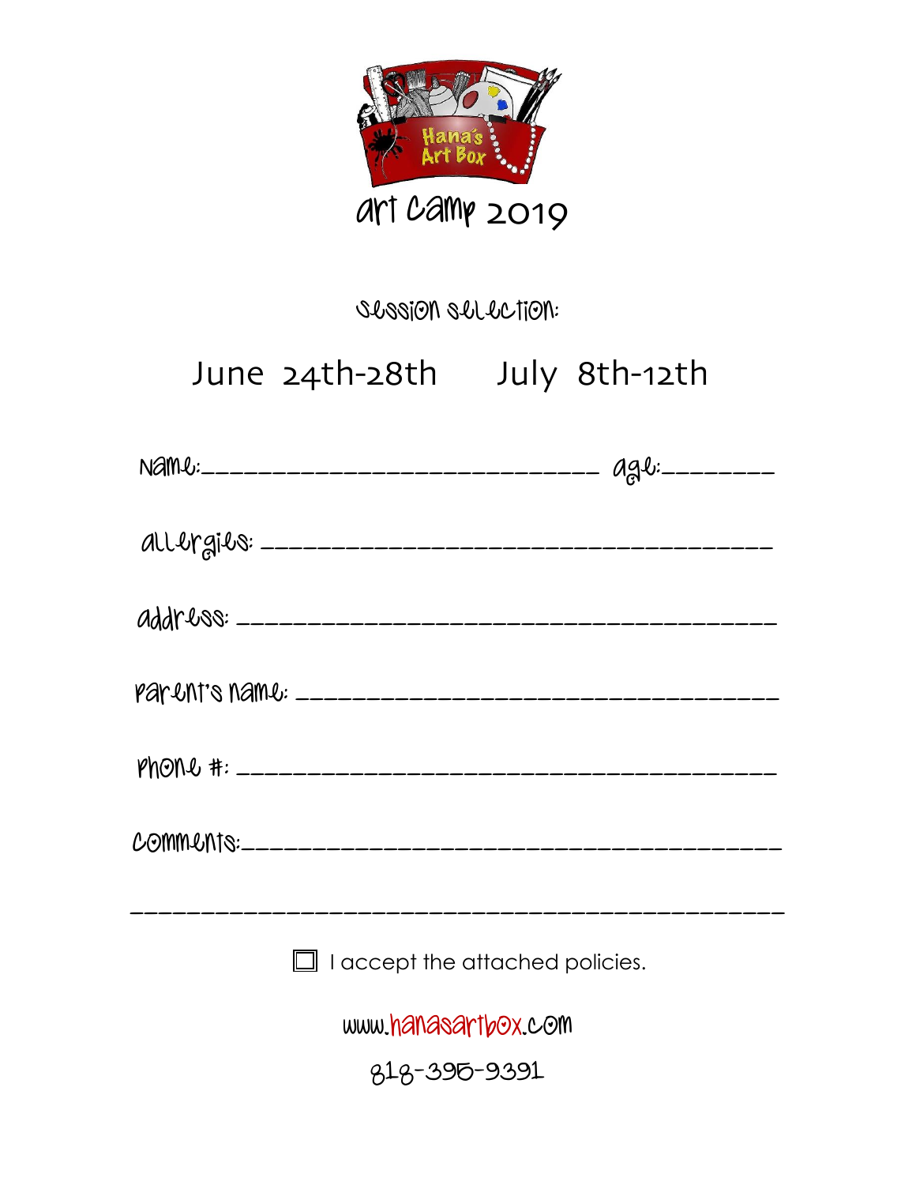Hana's Art Box

# art camp 2019

session selection:

June 24th-28th     July 8th-12th

name:______________________________ age:________

allergies: ______________________________________

address: _______________________________________

parent's name: __________________________________

phone #: _______________________________________

comments:_______________________________________

_______________________________________________

☐ I accept the attached policies.

www.hanasartbox.com

818-395-9391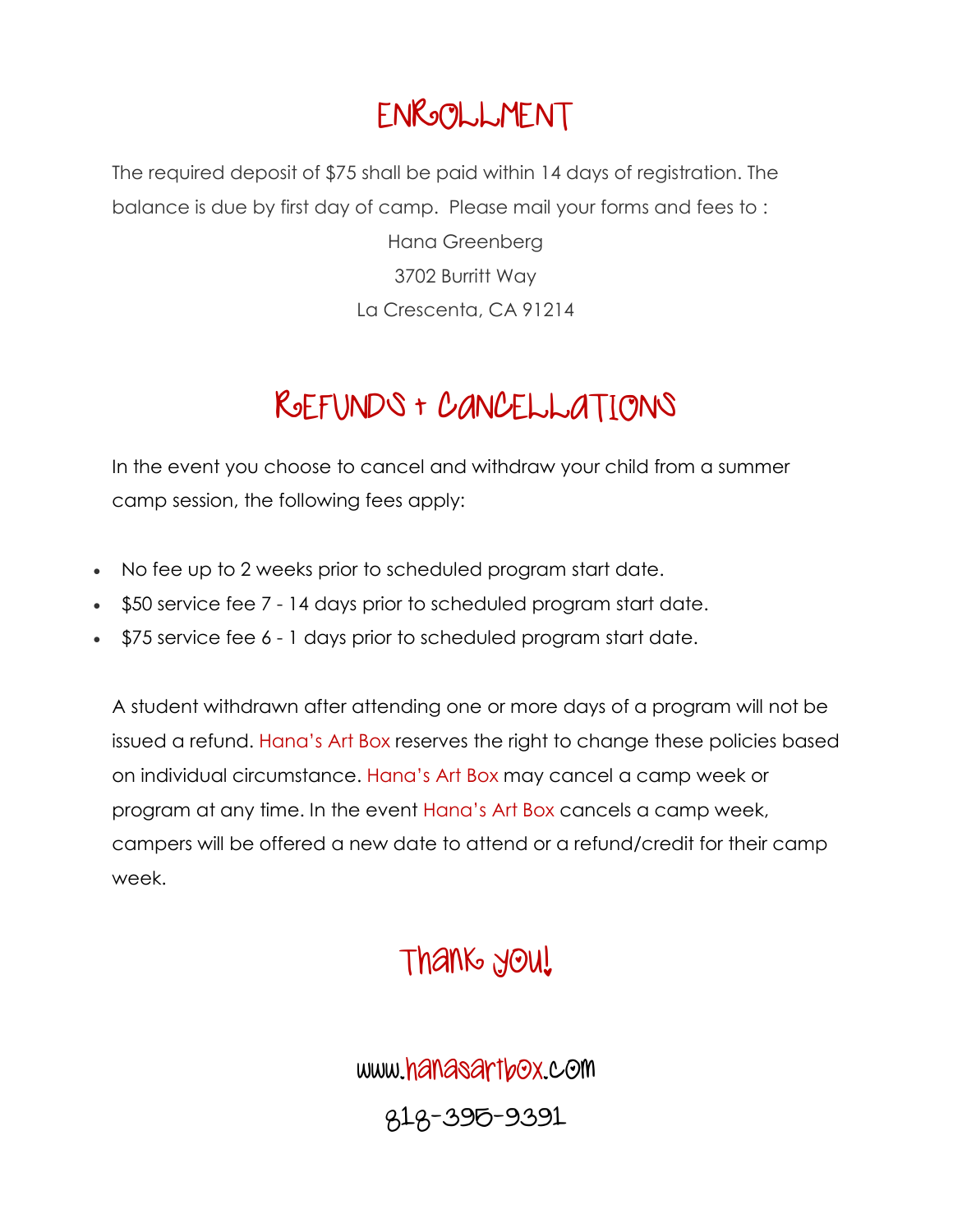# ENROLLMENT

The required deposit of $75 shall be paid within 14 days of registration. The balance is due by first day of camp. Please mail your forms and fees to :

Hana Greenberg
3702 Burritt Way
La Crescenta, CA 91214

# REFUNDS + CANCELLATIONS

In the event you choose to cancel and withdraw your child from a summer camp session, the following fees apply:

- No fee up to 2 weeks prior to scheduled program start date.
- $50 service fee 7 - 14 days prior to scheduled program start date.
- $75 service fee 6 - 1 days prior to scheduled program start date.

A student withdrawn after attending one or more days of a program will not be issued a refund. Hana's Art Box reserves the right to change these policies based on individual circumstance. Hana's Art Box may cancel a camp week or program at any time. In the event Hana's Art Box cancels a camp week, campers will be offered a new date to attend or a refund/credit for their camp week.

# Thank you!

www.hanasartbox.com

818-395-9391